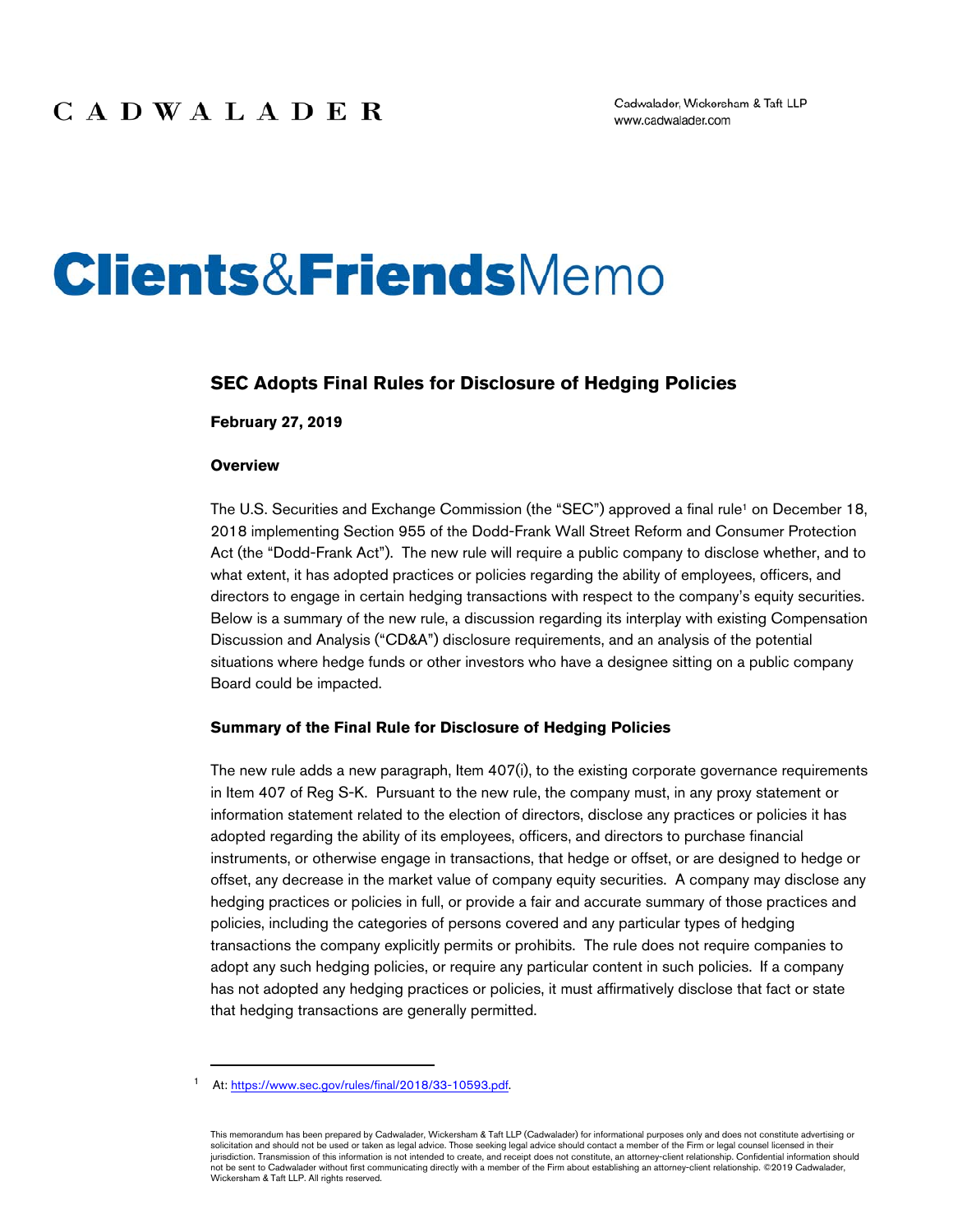CADWALADER

Cadwalader, Wickersham & Taft LLP
www.cadwalader.com

# Clients&FriendsMemo

## SEC Adopts Final Rules for Disclosure of Hedging Policies

**February 27, 2019**

### Overview

The U.S. Securities and Exchange Commission (the "SEC") approved a final rule[1] on December 18, 2018 implementing Section 955 of the Dodd-Frank Wall Street Reform and Consumer Protection Act (the "Dodd-Frank Act"). The new rule will require a public company to disclose whether, and to what extent, it has adopted practices or policies regarding the ability of employees, officers, and directors to engage in certain hedging transactions with respect to the company's equity securities. Below is a summary of the new rule, a discussion regarding its interplay with existing Compensation Discussion and Analysis ("CD&A") disclosure requirements, and an analysis of the potential situations where hedge funds or other investors who have a designee sitting on a public company Board could be impacted.

### Summary of the Final Rule for Disclosure of Hedging Policies

The new rule adds a new paragraph, Item 407(i), to the existing corporate governance requirements in Item 407 of Reg S-K. Pursuant to the new rule, the company must, in any proxy statement or information statement related to the election of directors, disclose any practices or policies it has adopted regarding the ability of its employees, officers, and directors to purchase financial instruments, or otherwise engage in transactions, that hedge or offset, or are designed to hedge or offset, any decrease in the market value of company equity securities. A company may disclose any hedging practices or policies in full, or provide a fair and accurate summary of those practices and policies, including the categories of persons covered and any particular types of hedging transactions the company explicitly permits or prohibits. The rule does not require companies to adopt any such hedging policies, or require any particular content in such policies. If a company has not adopted any hedging practices or policies, it must affirmatively disclose that fact or state that hedging transactions are generally permitted.

---

[1] At: https://www.sec.gov/rules/final/2018/33-10593.pdf.

This memorandum has been prepared by Cadwalader, Wickersham & Taft LLP (Cadwalader) for informational purposes only and does not constitute advertising or solicitation and should not be used or taken as legal advice. Those seeking legal advice should contact a member of the Firm or legal counsel licensed in their jurisdiction. Transmission of this information is not intended to create, and receipt does not constitute, an attorney-client relationship. Confidential information should not be sent to Cadwalader without first communicating directly with a member of the Firm about establishing an attorney-client relationship. ©2019 Cadwalader, Wickersham & Taft LLP. All rights reserved.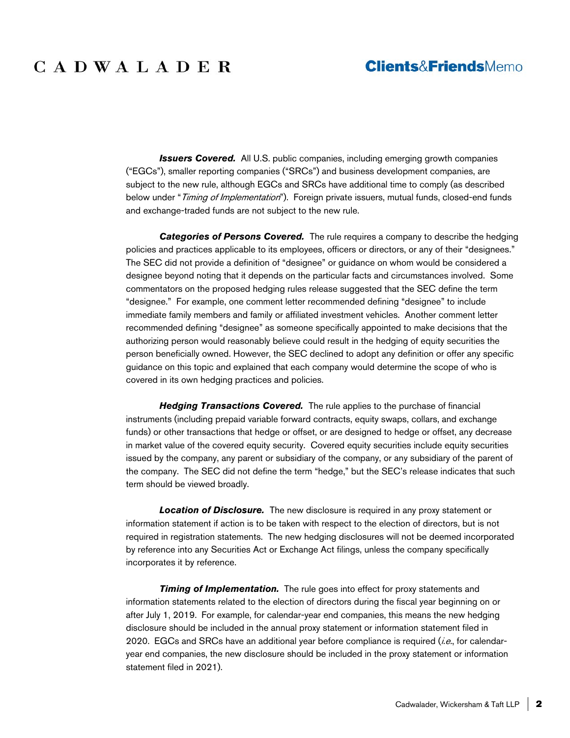***Issuers Covered.*** All U.S. public companies, including emerging growth companies ("EGCs"), smaller reporting companies ("SRCs") and business development companies, are subject to the new rule, although EGCs and SRCs have additional time to comply (as described below under "*Timing of Implementation*"). Foreign private issuers, mutual funds, closed-end funds and exchange-traded funds are not subject to the new rule.

***Categories of Persons Covered.*** The rule requires a company to describe the hedging policies and practices applicable to its employees, officers or directors, or any of their "designees." The SEC did not provide a definition of "designee" or guidance on whom would be considered a designee beyond noting that it depends on the particular facts and circumstances involved. Some commentators on the proposed hedging rules release suggested that the SEC define the term "designee." For example, one comment letter recommended defining "designee" to include immediate family members and family or affiliated investment vehicles. Another comment letter recommended defining "designee" as someone specifically appointed to make decisions that the authorizing person would reasonably believe could result in the hedging of equity securities the person beneficially owned. However, the SEC declined to adopt any definition or offer any specific guidance on this topic and explained that each company would determine the scope of who is covered in its own hedging practices and policies.

***Hedging Transactions Covered.*** The rule applies to the purchase of financial instruments (including prepaid variable forward contracts, equity swaps, collars, and exchange funds) or other transactions that hedge or offset, or are designed to hedge or offset, any decrease in market value of the covered equity security. Covered equity securities include equity securities issued by the company, any parent or subsidiary of the company, or any subsidiary of the parent of the company. The SEC did not define the term "hedge," but the SEC's release indicates that such term should be viewed broadly.

***Location of Disclosure.*** The new disclosure is required in any proxy statement or information statement if action is to be taken with respect to the election of directors, but is not required in registration statements. The new hedging disclosures will not be deemed incorporated by reference into any Securities Act or Exchange Act filings, unless the company specifically incorporates it by reference.

***Timing of Implementation.*** The rule goes into effect for proxy statements and information statements related to the election of directors during the fiscal year beginning on or after July 1, 2019. For example, for calendar-year end companies, this means the new hedging disclosure should be included in the annual proxy statement or information statement filed in 2020. EGCs and SRCs have an additional year before compliance is required (*i.e.*, for calendar-year end companies, the new disclosure should be included in the proxy statement or information statement filed in 2021).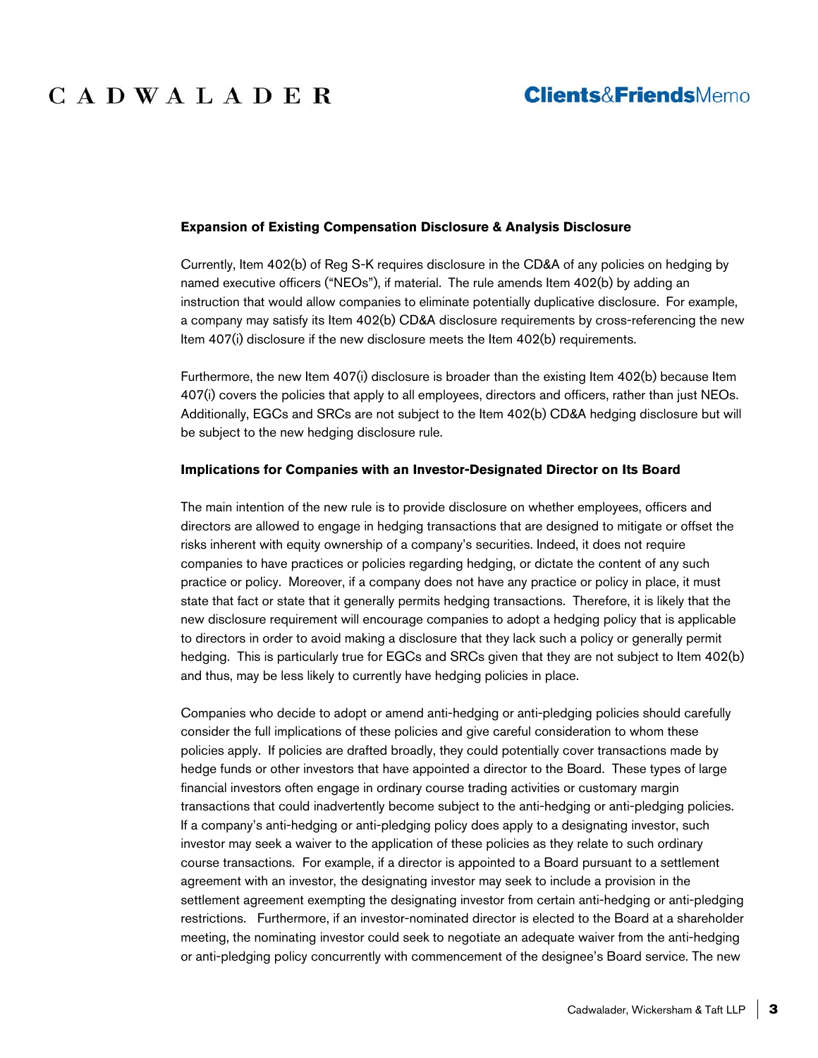**Expansion of Existing Compensation Disclosure & Analysis Disclosure**

Currently, Item 402(b) of Reg S-K requires disclosure in the CD&A of any policies on hedging by named executive officers ("NEOs"), if material. The rule amends Item 402(b) by adding an instruction that would allow companies to eliminate potentially duplicative disclosure. For example, a company may satisfy its Item 402(b) CD&A disclosure requirements by cross-referencing the new Item 407(i) disclosure if the new disclosure meets the Item 402(b) requirements.

Furthermore, the new Item 407(i) disclosure is broader than the existing Item 402(b) because Item 407(i) covers the policies that apply to all employees, directors and officers, rather than just NEOs. Additionally, EGCs and SRCs are not subject to the Item 402(b) CD&A hedging disclosure but will be subject to the new hedging disclosure rule.

**Implications for Companies with an Investor-Designated Director on Its Board**

The main intention of the new rule is to provide disclosure on whether employees, officers and directors are allowed to engage in hedging transactions that are designed to mitigate or offset the risks inherent with equity ownership of a company's securities. Indeed, it does not require companies to have practices or policies regarding hedging, or dictate the content of any such practice or policy. Moreover, if a company does not have any practice or policy in place, it must state that fact or state that it generally permits hedging transactions. Therefore, it is likely that the new disclosure requirement will encourage companies to adopt a hedging policy that is applicable to directors in order to avoid making a disclosure that they lack such a policy or generally permit hedging. This is particularly true for EGCs and SRCs given that they are not subject to Item 402(b) and thus, may be less likely to currently have hedging policies in place.

Companies who decide to adopt or amend anti-hedging or anti-pledging policies should carefully consider the full implications of these policies and give careful consideration to whom these policies apply. If policies are drafted broadly, they could potentially cover transactions made by hedge funds or other investors that have appointed a director to the Board. These types of large financial investors often engage in ordinary course trading activities or customary margin transactions that could inadvertently become subject to the anti-hedging or anti-pledging policies. If a company's anti-hedging or anti-pledging policy does apply to a designating investor, such investor may seek a waiver to the application of these policies as they relate to such ordinary course transactions. For example, if a director is appointed to a Board pursuant to a settlement agreement with an investor, the designating investor may seek to include a provision in the settlement agreement exempting the designating investor from certain anti-hedging or anti-pledging restrictions. Furthermore, if an investor-nominated director is elected to the Board at a shareholder meeting, the nominating investor could seek to negotiate an adequate waiver from the anti-hedging or anti-pledging policy concurrently with commencement of the designee's Board service. The new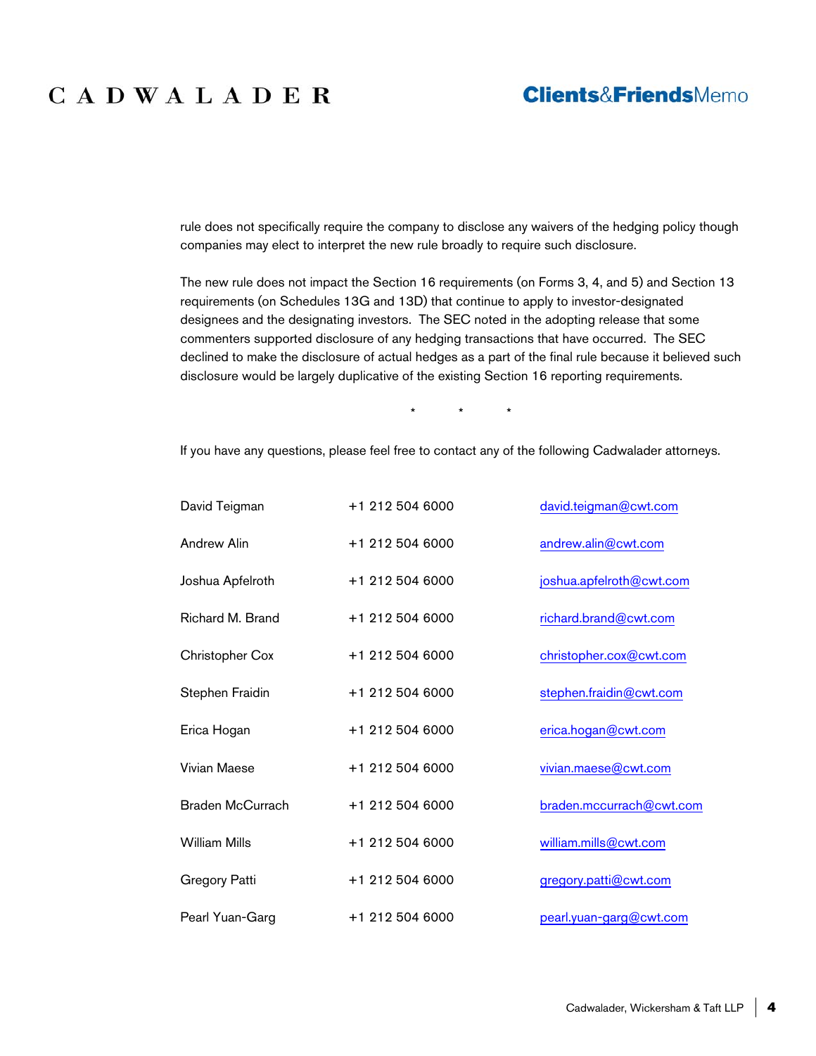rule does not specifically require the company to disclose any waivers of the hedging policy though companies may elect to interpret the new rule broadly to require such disclosure.

The new rule does not impact the Section 16 requirements (on Forms 3, 4, and 5) and Section 13 requirements (on Schedules 13G and 13D) that continue to apply to investor-designated designees and the designating investors. The SEC noted in the adopting release that some commenters supported disclosure of any hedging transactions that have occurred. The SEC declined to make the disclosure of actual hedges as a part of the final rule because it believed such disclosure would be largely duplicative of the existing Section 16 reporting requirements.

\* \* \*

If you have any questions, please feel free to contact any of the following Cadwalader attorneys.

| | | |
|---|---|---|
| David Teigman | +1 212 504 6000 | david.teigman@cwt.com |
| Andrew Alin | +1 212 504 6000 | andrew.alin@cwt.com |
| Joshua Apfelroth | +1 212 504 6000 | joshua.apfelroth@cwt.com |
| Richard M. Brand | +1 212 504 6000 | richard.brand@cwt.com |
| Christopher Cox | +1 212 504 6000 | christopher.cox@cwt.com |
| Stephen Fraidin | +1 212 504 6000 | stephen.fraidin@cwt.com |
| Erica Hogan | +1 212 504 6000 | erica.hogan@cwt.com |
| Vivian Maese | +1 212 504 6000 | vivian.maese@cwt.com |
| Braden McCurrach | +1 212 504 6000 | braden.mccurrach@cwt.com |
| William Mills | +1 212 504 6000 | william.mills@cwt.com |
| Gregory Patti | +1 212 504 6000 | gregory.patti@cwt.com |
| Pearl Yuan-Garg | +1 212 504 6000 | pearl.yuan-garg@cwt.com |